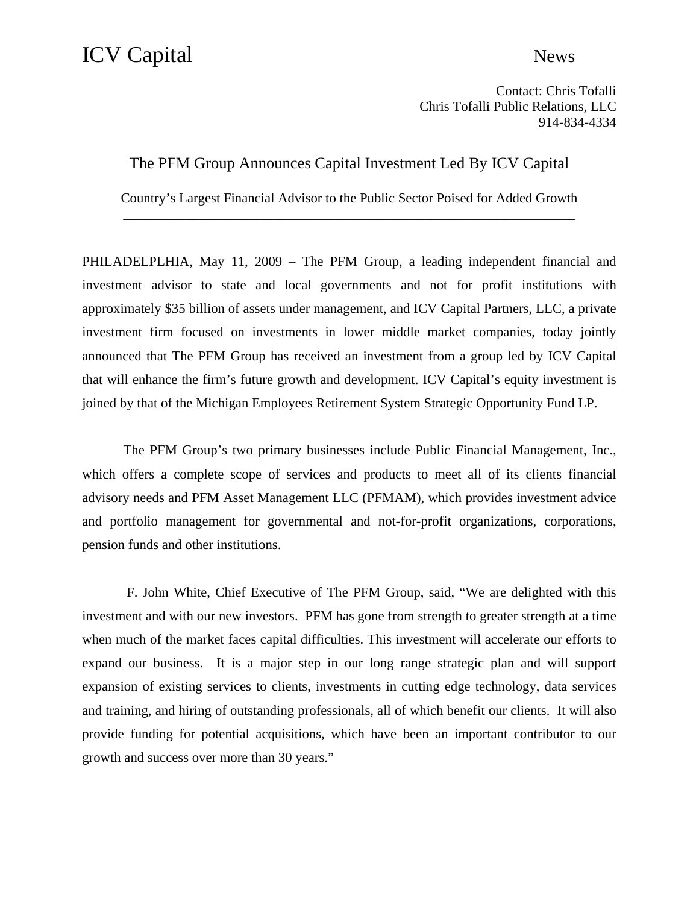ICV Capital                                                        News

Contact: Chris Tofalli
Chris Tofalli Public Relations, LLC
914-834-4334

## The PFM Group Announces Capital Investment Led By ICV Capital

### Country's Largest Financial Advisor to the Public Sector Poised for Added Growth

---

PHILADELPLHIA, May 11, 2009 – The PFM Group, a leading independent financial and investment advisor to state and local governments and not for profit institutions with approximately $35 billion of assets under management, and ICV Capital Partners, LLC, a private investment firm focused on investments in lower middle market companies, today jointly announced that The PFM Group has received an investment from a group led by ICV Capital that will enhance the firm's future growth and development. ICV Capital's equity investment is joined by that of the Michigan Employees Retirement System Strategic Opportunity Fund LP.

The PFM Group's two primary businesses include Public Financial Management, Inc., which offers a complete scope of services and products to meet all of its clients financial advisory needs and PFM Asset Management LLC (PFMAM), which provides investment advice and portfolio management for governmental and not-for-profit organizations, corporations, pension funds and other institutions.

F. John White, Chief Executive of The PFM Group, said, "We are delighted with this investment and with our new investors. PFM has gone from strength to greater strength at a time when much of the market faces capital difficulties. This investment will accelerate our efforts to expand our business. It is a major step in our long range strategic plan and will support expansion of existing services to clients, investments in cutting edge technology, data services and training, and hiring of outstanding professionals, all of which benefit our clients. It will also provide funding for potential acquisitions, which have been an important contributor to our growth and success over more than 30 years."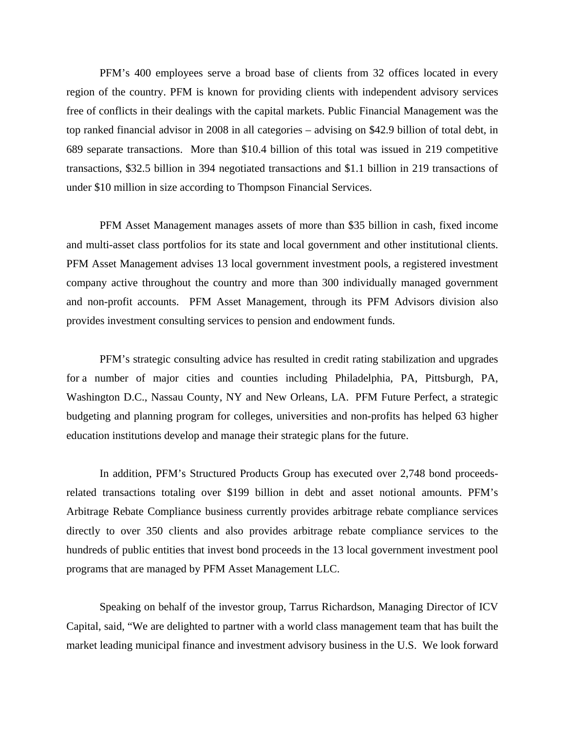PFM's 400 employees serve a broad base of clients from 32 offices located in every region of the country. PFM is known for providing clients with independent advisory services free of conflicts in their dealings with the capital markets. Public Financial Management was the top ranked financial advisor in 2008 in all categories – advising on $42.9 billion of total debt, in 689 separate transactions. More than $10.4 billion of this total was issued in 219 competitive transactions, $32.5 billion in 394 negotiated transactions and $1.1 billion in 219 transactions of under $10 million in size according to Thompson Financial Services.

PFM Asset Management manages assets of more than $35 billion in cash, fixed income and multi-asset class portfolios for its state and local government and other institutional clients. PFM Asset Management advises 13 local government investment pools, a registered investment company active throughout the country and more than 300 individually managed government and non-profit accounts. PFM Asset Management, through its PFM Advisors division also provides investment consulting services to pension and endowment funds.

PFM's strategic consulting advice has resulted in credit rating stabilization and upgrades for a number of major cities and counties including Philadelphia, PA, Pittsburgh, PA, Washington D.C., Nassau County, NY and New Orleans, LA. PFM Future Perfect, a strategic budgeting and planning program for colleges, universities and non-profits has helped 63 higher education institutions develop and manage their strategic plans for the future.

In addition, PFM's Structured Products Group has executed over 2,748 bond proceeds-related transactions totaling over $199 billion in debt and asset notional amounts. PFM's Arbitrage Rebate Compliance business currently provides arbitrage rebate compliance services directly to over 350 clients and also provides arbitrage rebate compliance services to the hundreds of public entities that invest bond proceeds in the 13 local government investment pool programs that are managed by PFM Asset Management LLC.

Speaking on behalf of the investor group, Tarrus Richardson, Managing Director of ICV Capital, said, "We are delighted to partner with a world class management team that has built the market leading municipal finance and investment advisory business in the U.S. We look forward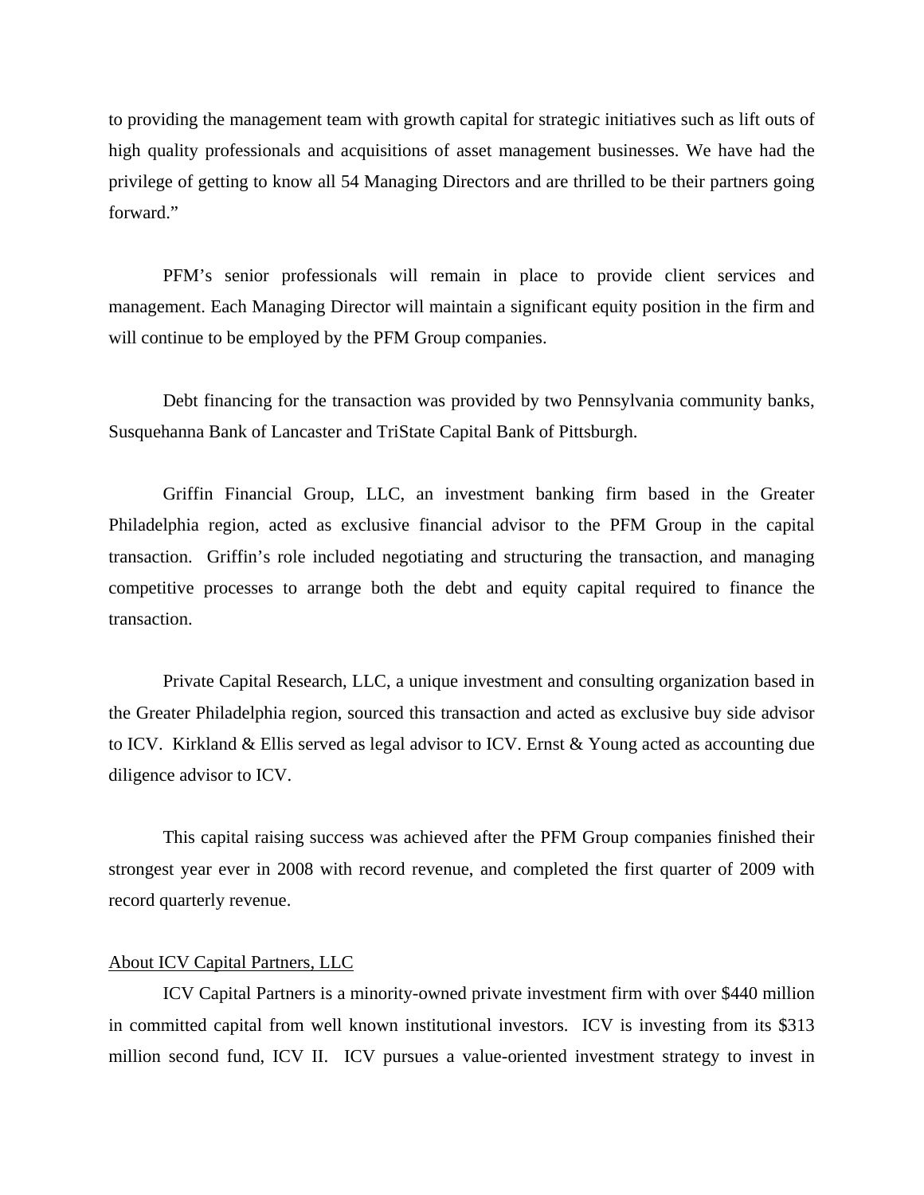to providing the management team with growth capital for strategic initiatives such as lift outs of high quality professionals and acquisitions of asset management businesses. We have had the privilege of getting to know all 54 Managing Directors and are thrilled to be their partners going forward."

PFM's senior professionals will remain in place to provide client services and management. Each Managing Director will maintain a significant equity position in the firm and will continue to be employed by the PFM Group companies.

Debt financing for the transaction was provided by two Pennsylvania community banks, Susquehanna Bank of Lancaster and TriState Capital Bank of Pittsburgh.

Griffin Financial Group, LLC, an investment banking firm based in the Greater Philadelphia region, acted as exclusive financial advisor to the PFM Group in the capital transaction. Griffin's role included negotiating and structuring the transaction, and managing competitive processes to arrange both the debt and equity capital required to finance the transaction.

Private Capital Research, LLC, a unique investment and consulting organization based in the Greater Philadelphia region, sourced this transaction and acted as exclusive buy side advisor to ICV. Kirkland & Ellis served as legal advisor to ICV. Ernst & Young acted as accounting due diligence advisor to ICV.

This capital raising success was achieved after the PFM Group companies finished their strongest year ever in 2008 with record revenue, and completed the first quarter of 2009 with record quarterly revenue.

<u>About ICV Capital Partners, LLC</u>

ICV Capital Partners is a minority-owned private investment firm with over $440 million in committed capital from well known institutional investors. ICV is investing from its $313 million second fund, ICV II. ICV pursues a value-oriented investment strategy to invest in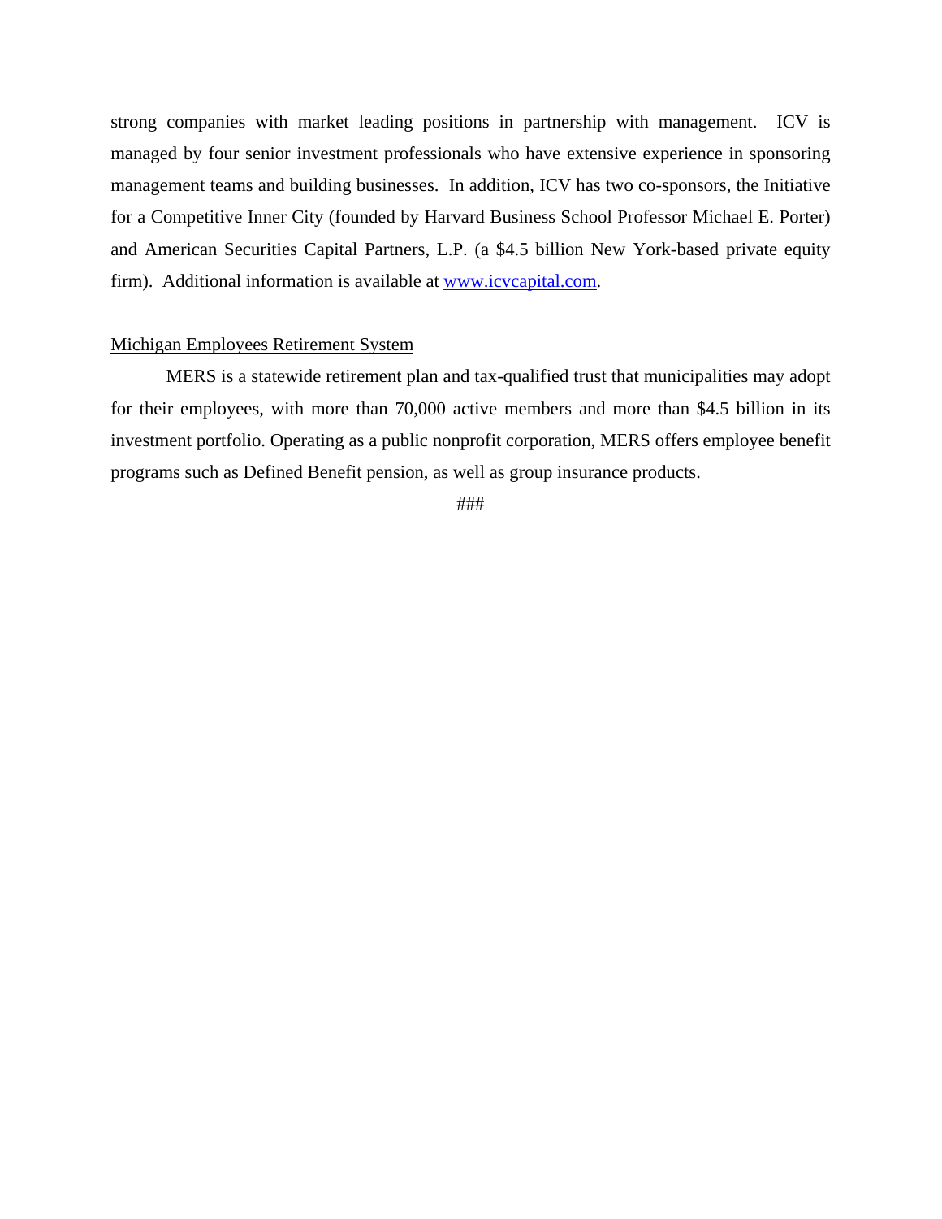strong companies with market leading positions in partnership with management.  ICV is managed by four senior investment professionals who have extensive experience in sponsoring management teams and building businesses.  In addition, ICV has two co-sponsors, the Initiative for a Competitive Inner City (founded by Harvard Business School Professor Michael E. Porter) and American Securities Capital Partners, L.P. (a $4.5 billion New York-based private equity firm).  Additional information is available at [www.icvcapital.com](http://www.icvcapital.com).

Michigan Employees Retirement System

MERS is a statewide retirement plan and tax-qualified trust that municipalities may adopt for their employees, with more than 70,000 active members and more than $4.5 billion in its investment portfolio. Operating as a public nonprofit corporation, MERS offers employee benefit programs such as Defined Benefit pension, as well as group insurance products.

###